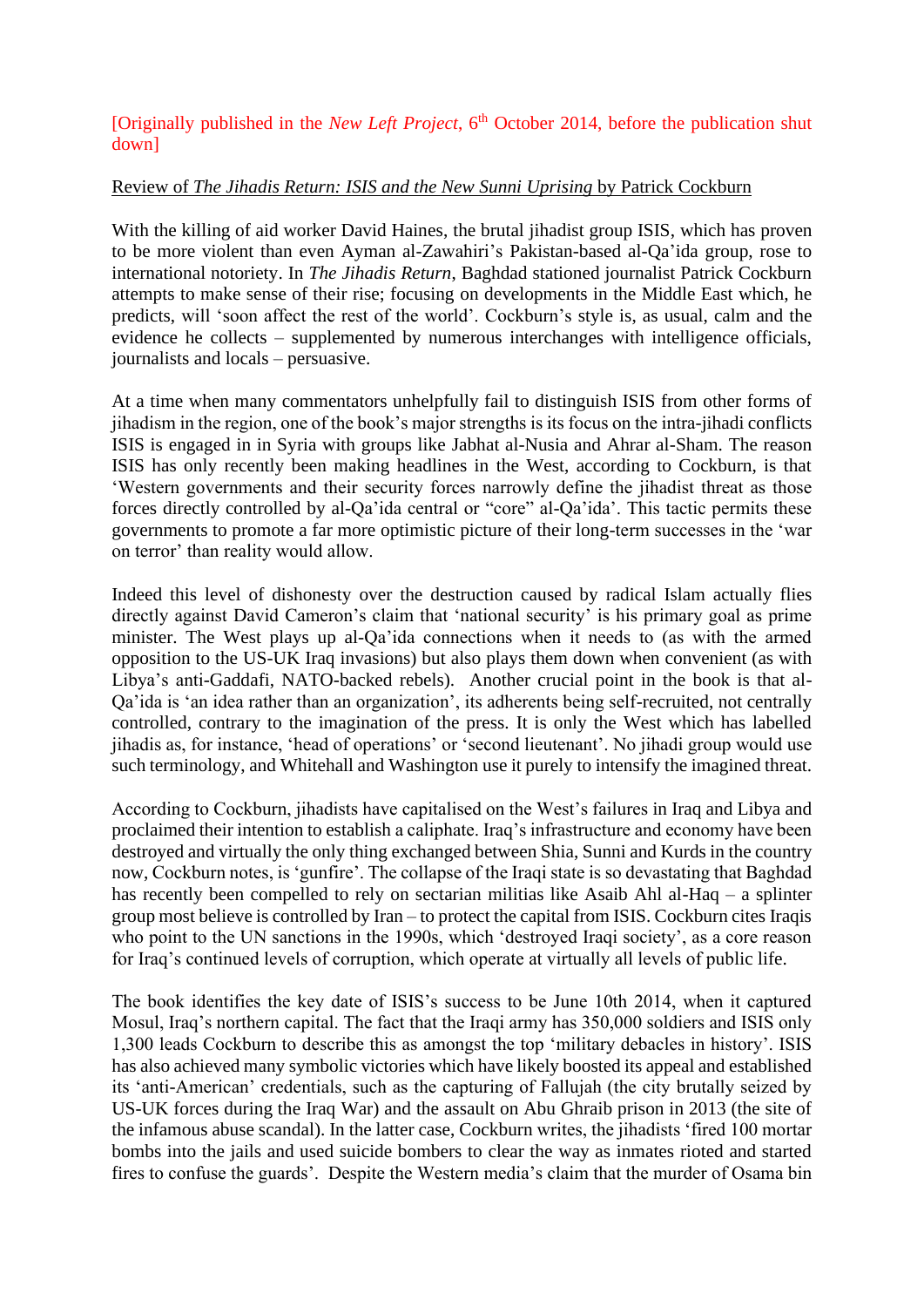[Originally published in the *New Left Project*, 6th October 2014, before the publication shut down]

Review of *The Jihadis Return: ISIS and the New Sunni Uprising* by Patrick Cockburn

With the killing of aid worker David Haines, the brutal jihadist group ISIS, which has proven to be more violent than even Ayman al-Zawahiri's Pakistan-based al-Qa'ida group, rose to international notoriety. In *The Jihadis Return*, Baghdad stationed journalist Patrick Cockburn attempts to make sense of their rise; focusing on developments in the Middle East which, he predicts, will 'soon affect the rest of the world'. Cockburn's style is, as usual, calm and the evidence he collects – supplemented by numerous interchanges with intelligence officials, journalists and locals – persuasive.

At a time when many commentators unhelpfully fail to distinguish ISIS from other forms of jihadism in the region, one of the book's major strengths is its focus on the intra-jihadi conflicts ISIS is engaged in in Syria with groups like Jabhat al-Nusia and Ahrar al-Sham. The reason ISIS has only recently been making headlines in the West, according to Cockburn, is that 'Western governments and their security forces narrowly define the jihadist threat as those forces directly controlled by al-Qa'ida central or "core" al-Qa'ida'. This tactic permits these governments to promote a far more optimistic picture of their long-term successes in the 'war on terror' than reality would allow.

Indeed this level of dishonesty over the destruction caused by radical Islam actually flies directly against David Cameron's claim that 'national security' is his primary goal as prime minister. The West plays up al-Qa'ida connections when it needs to (as with the armed opposition to the US-UK Iraq invasions) but also plays them down when convenient (as with Libya's anti-Gaddafi, NATO-backed rebels). Another crucial point in the book is that al-Qa'ida is 'an idea rather than an organization', its adherents being self-recruited, not centrally controlled, contrary to the imagination of the press. It is only the West which has labelled jihadis as, for instance, 'head of operations' or 'second lieutenant'. No jihadi group would use such terminology, and Whitehall and Washington use it purely to intensify the imagined threat.

According to Cockburn, jihadists have capitalised on the West's failures in Iraq and Libya and proclaimed their intention to establish a caliphate. Iraq's infrastructure and economy have been destroyed and virtually the only thing exchanged between Shia, Sunni and Kurds in the country now, Cockburn notes, is 'gunfire'. The collapse of the Iraqi state is so devastating that Baghdad has recently been compelled to rely on sectarian militias like Asaib Ahl al-Haq – a splinter group most believe is controlled by Iran – to protect the capital from ISIS. Cockburn cites Iraqis who point to the UN sanctions in the 1990s, which 'destroyed Iraqi society', as a core reason for Iraq's continued levels of corruption, which operate at virtually all levels of public life.

The book identifies the key date of ISIS's success to be June 10th 2014, when it captured Mosul, Iraq's northern capital. The fact that the Iraqi army has 350,000 soldiers and ISIS only 1,300 leads Cockburn to describe this as amongst the top 'military debacles in history'. ISIS has also achieved many symbolic victories which have likely boosted its appeal and established its 'anti-American' credentials, such as the capturing of Fallujah (the city brutally seized by US-UK forces during the Iraq War) and the assault on Abu Ghraib prison in 2013 (the site of the infamous abuse scandal). In the latter case, Cockburn writes, the jihadists 'fired 100 mortar bombs into the jails and used suicide bombers to clear the way as inmates rioted and started fires to confuse the guards'. Despite the Western media's claim that the murder of Osama bin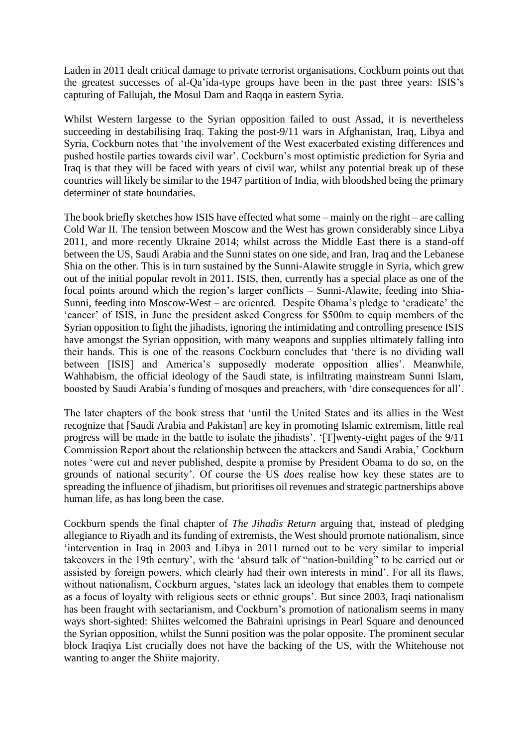Laden in 2011 dealt critical damage to private terrorist organisations, Cockburn points out that the greatest successes of al-Qa'ida-type groups have been in the past three years: ISIS's capturing of Fallujah, the Mosul Dam and Raqqa in eastern Syria.

Whilst Western largesse to the Syrian opposition failed to oust Assad, it is nevertheless succeeding in destabilising Iraq. Taking the post-9/11 wars in Afghanistan, Iraq, Libya and Syria, Cockburn notes that 'the involvement of the West exacerbated existing differences and pushed hostile parties towards civil war'. Cockburn's most optimistic prediction for Syria and Iraq is that they will be faced with years of civil war, whilst any potential break up of these countries will likely be similar to the 1947 partition of India, with bloodshed being the primary determiner of state boundaries.

The book briefly sketches how ISIS have effected what some – mainly on the right – are calling Cold War II. The tension between Moscow and the West has grown considerably since Libya 2011, and more recently Ukraine 2014; whilst across the Middle East there is a stand-off between the US, Saudi Arabia and the Sunni states on one side, and Iran, Iraq and the Lebanese Shia on the other. This is in turn sustained by the Sunni-Alawite struggle in Syria, which grew out of the initial popular revolt in 2011. ISIS, then, currently has a special place as one of the focal points around which the region's larger conflicts – Sunni-Alawite, feeding into Shia-Sunni, feeding into Moscow-West – are oriented. Despite Obama's pledge to 'eradicate' the 'cancer' of ISIS, in June the president asked Congress for \$500m to equip members of the Syrian opposition to fight the jihadists, ignoring the intimidating and controlling presence ISIS have amongst the Syrian opposition, with many weapons and supplies ultimately falling into their hands. This is one of the reasons Cockburn concludes that 'there is no dividing wall between [ISIS] and America's supposedly moderate opposition allies'. Meanwhile, Wahhabism, the official ideology of the Saudi state, is infiltrating mainstream Sunni Islam, boosted by Saudi Arabia's funding of mosques and preachers, with 'dire consequences for all'.

The later chapters of the book stress that 'until the United States and its allies in the West recognize that [Saudi Arabia and Pakistan] are key in promoting Islamic extremism, little real progress will be made in the battle to isolate the jihadists'. '[T]wenty-eight pages of the 9/11 Commission Report about the relationship between the attackers and Saudi Arabia,' Cockburn notes 'were cut and never published, despite a promise by President Obama to do so, on the grounds of national security'. Of course the US *does* realise how key these states are to spreading the influence of jihadism, but prioritises oil revenues and strategic partnerships above human life, as has long been the case.

Cockburn spends the final chapter of *The Jihadis Return* arguing that, instead of pledging allegiance to Riyadh and its funding of extremists, the West should promote nationalism, since 'intervention in Iraq in 2003 and Libya in 2011 turned out to be very similar to imperial takeovers in the 19th century', with the 'absurd talk of "nation-building" to be carried out or assisted by foreign powers, which clearly had their own interests in mind'. For all its flaws, without nationalism, Cockburn argues, 'states lack an ideology that enables them to compete as a focus of loyalty with religious sects or ethnic groups'. But since 2003, Iraqi nationalism has been fraught with sectarianism, and Cockburn's promotion of nationalism seems in many ways short-sighted: Shiites welcomed the Bahraini uprisings in Pearl Square and denounced the Syrian opposition, whilst the Sunni position was the polar opposite. The prominent secular block Iraqiya List crucially does not have the backing of the US, with the Whitehouse not wanting to anger the Shiite majority.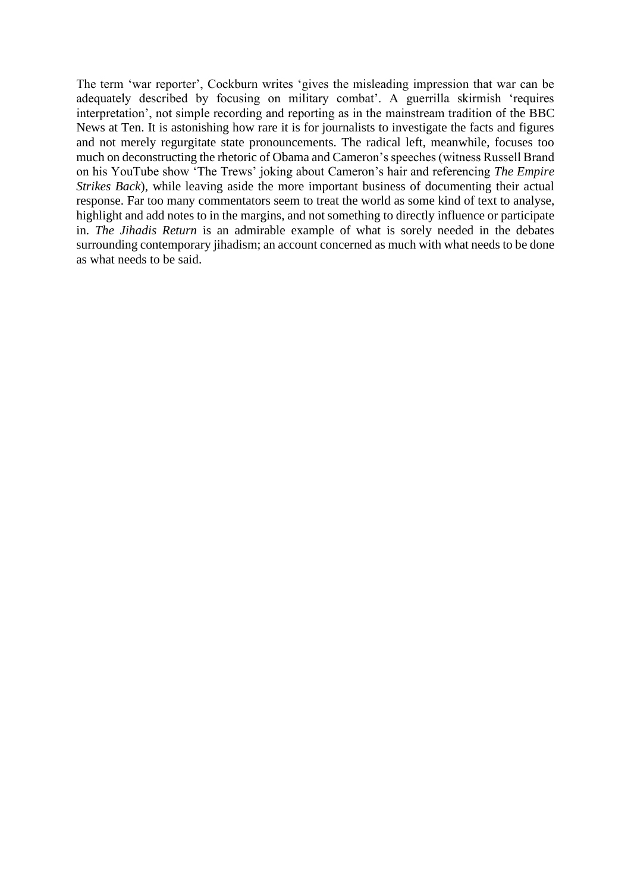The term 'war reporter', Cockburn writes 'gives the misleading impression that war can be adequately described by focusing on military combat'. A guerrilla skirmish 'requires interpretation', not simple recording and reporting as in the mainstream tradition of the BBC News at Ten. It is astonishing how rare it is for journalists to investigate the facts and figures and not merely regurgitate state pronouncements. The radical left, meanwhile, focuses too much on deconstructing the rhetoric of Obama and Cameron's speeches (witness Russell Brand on his YouTube show 'The Trews' joking about Cameron's hair and referencing *The Empire Strikes Back*), while leaving aside the more important business of documenting their actual response. Far too many commentators seem to treat the world as some kind of text to analyse, highlight and add notes to in the margins, and not something to directly influence or participate in. *The Jihadis Return* is an admirable example of what is sorely needed in the debates surrounding contemporary jihadism; an account concerned as much with what needs to be done as what needs to be said.